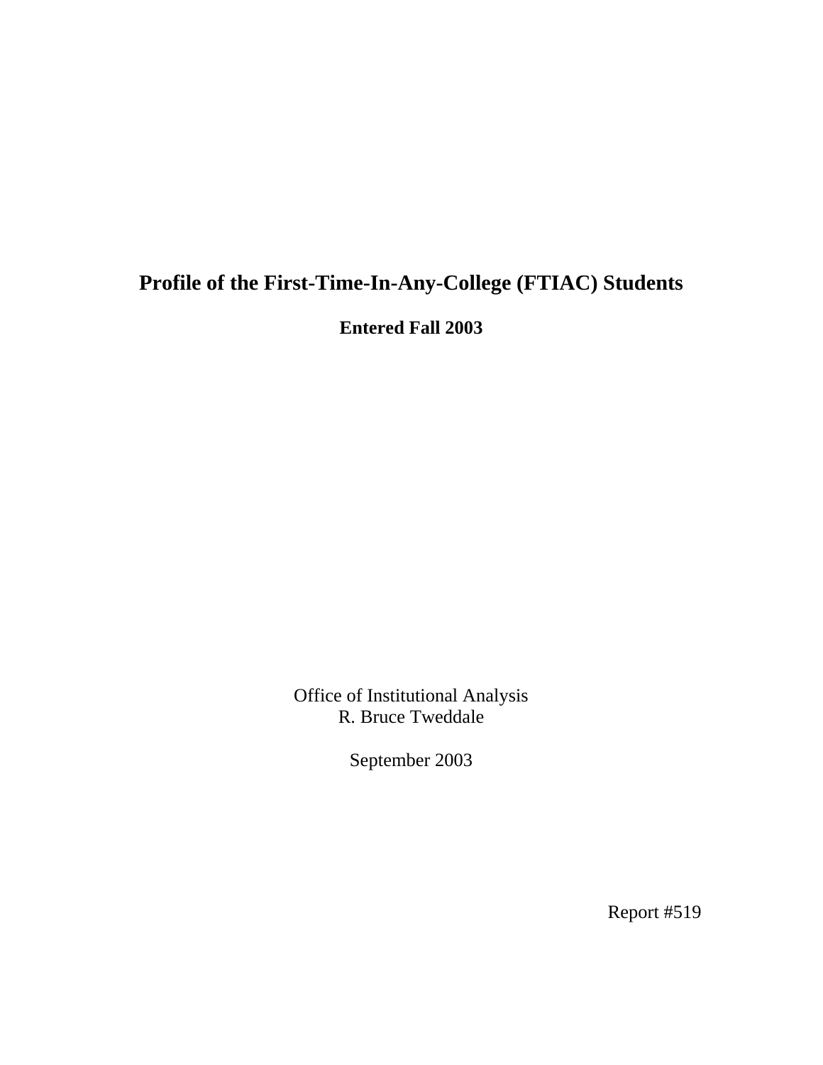# Profile of the First-Time-In-Any-College (FTIAC) Students

**Entered Fall 2003**

Office of Institutional Analysis
R. Bruce Tweddale

September 2003

Report #519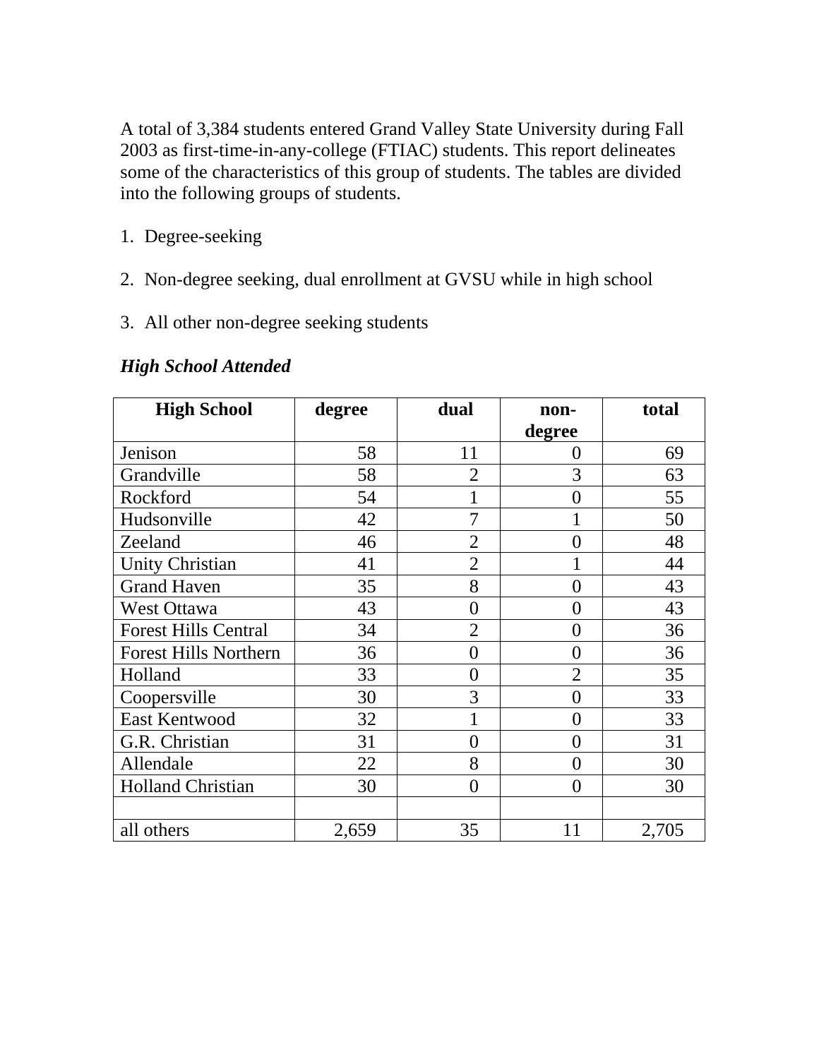A total of 3,384 students entered Grand Valley State University during Fall 2003 as first-time-in-any-college (FTIAC) students. This report delineates some of the characteristics of this group of students. The tables are divided into the following groups of students.

1. Degree-seeking

2. Non-degree seeking, dual enrollment at GVSU while in high school

3. All other non-degree seeking students

***High School Attended***

| High School | degree | dual | non-degree | total |
|---|---|---|---|---|
| Jenison | 58 | 11 | 0 | 69 |
| Grandville | 58 | 2 | 3 | 63 |
| Rockford | 54 | 1 | 0 | 55 |
| Hudsonville | 42 | 7 | 1 | 50 |
| Zeeland | 46 | 2 | 0 | 48 |
| Unity Christian | 41 | 2 | 1 | 44 |
| Grand Haven | 35 | 8 | 0 | 43 |
| West Ottawa | 43 | 0 | 0 | 43 |
| Forest Hills Central | 34 | 2 | 0 | 36 |
| Forest Hills Northern | 36 | 0 | 0 | 36 |
| Holland | 33 | 0 | 2 | 35 |
| Coopersville | 30 | 3 | 0 | 33 |
| East Kentwood | 32 | 1 | 0 | 33 |
| G.R. Christian | 31 | 0 | 0 | 31 |
| Allendale | 22 | 8 | 0 | 30 |
| Holland Christian | 30 | 0 | 0 | 30 |
| | | | | |
| all others | 2,659 | 35 | 11 | 2,705 |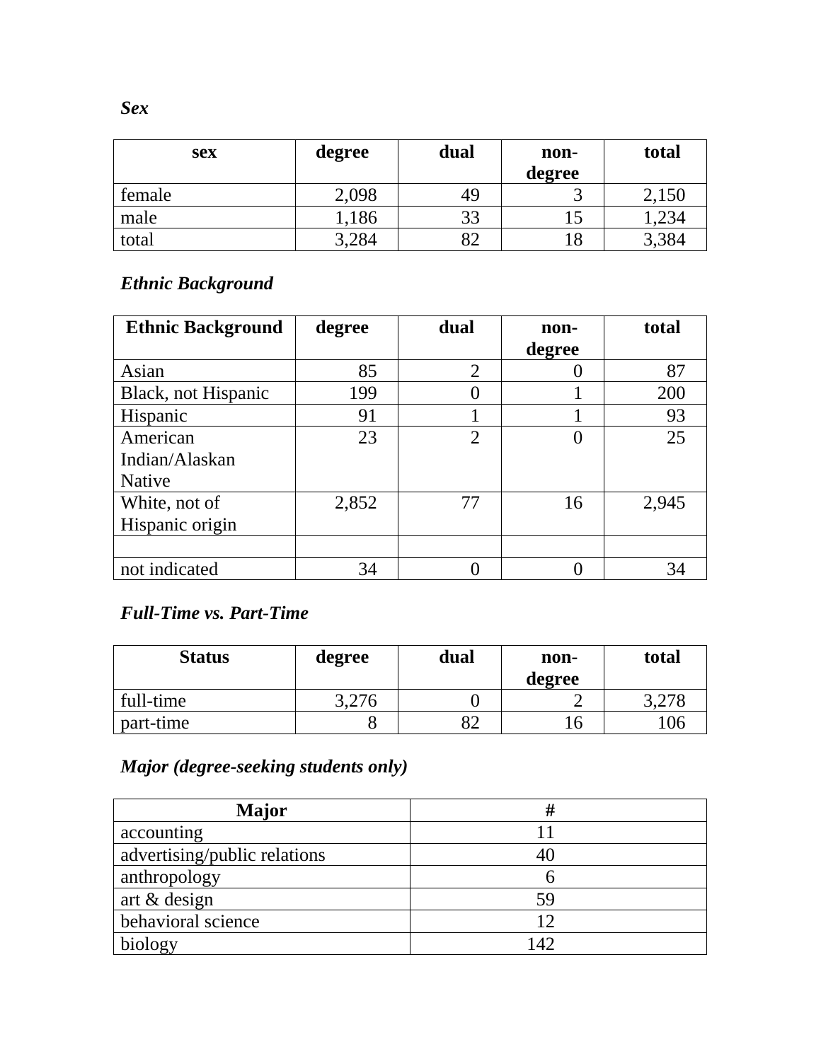***Sex***

| sex | degree | dual | non-degree | total |
|---|---|---|---|---|
| female | 2,098 | 49 | 3 | 2,150 |
| male | 1,186 | 33 | 15 | 1,234 |
| total | 3,284 | 82 | 18 | 3,384 |

***Ethnic Background***

| Ethnic Background | degree | dual | non-degree | total |
|---|---|---|---|---|
| Asian | 85 | 2 | 0 | 87 |
| Black, not Hispanic | 199 | 0 | 1 | 200 |
| Hispanic | 91 | 1 | 1 | 93 |
| American Indian/Alaskan Native | 23 | 2 | 0 | 25 |
| White, not of Hispanic origin | 2,852 | 77 | 16 | 2,945 |
| | | | | |
| not indicated | 34 | 0 | 0 | 34 |

***Full-Time vs. Part-Time***

| Status | degree | dual | non-degree | total |
|---|---|---|---|---|
| full-time | 3,276 | 0 | 2 | 3,278 |
| part-time | 8 | 82 | 16 | 106 |

***Major (degree-seeking students only)***

| Major | # |
|---|---|
| accounting | 11 |
| advertising/public relations | 40 |
| anthropology | 6 |
| art & design | 59 |
| behavioral science | 12 |
| biology | 142 |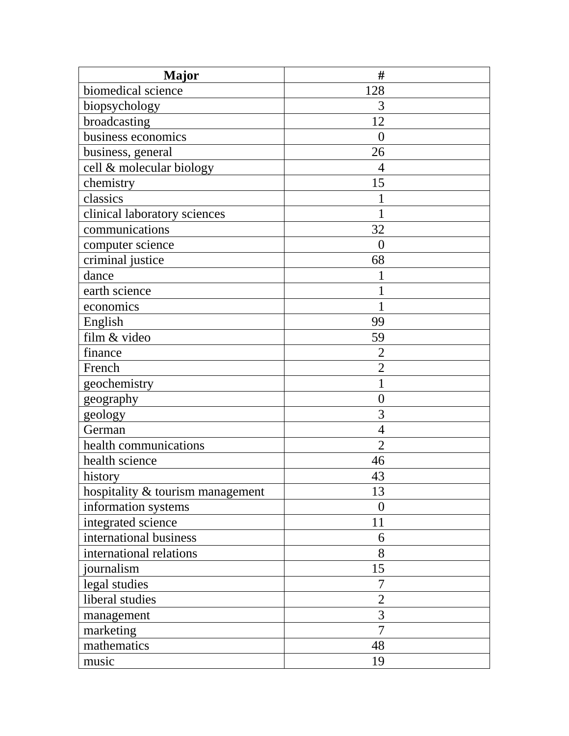| Major | # |
| --- | --- |
| biomedical science | 128 |
| biopsychology | 3 |
| broadcasting | 12 |
| business economics | 0 |
| business, general | 26 |
| cell & molecular biology | 4 |
| chemistry | 15 |
| classics | 1 |
| clinical laboratory sciences | 1 |
| communications | 32 |
| computer science | 0 |
| criminal justice | 68 |
| dance | 1 |
| earth science | 1 |
| economics | 1 |
| English | 99 |
| film & video | 59 |
| finance | 2 |
| French | 2 |
| geochemistry | 1 |
| geography | 0 |
| geology | 3 |
| German | 4 |
| health communications | 2 |
| health science | 46 |
| history | 43 |
| hospitality & tourism management | 13 |
| information systems | 0 |
| integrated science | 11 |
| international business | 6 |
| international relations | 8 |
| journalism | 15 |
| legal studies | 7 |
| liberal studies | 2 |
| management | 3 |
| marketing | 7 |
| mathematics | 48 |
| music | 19 |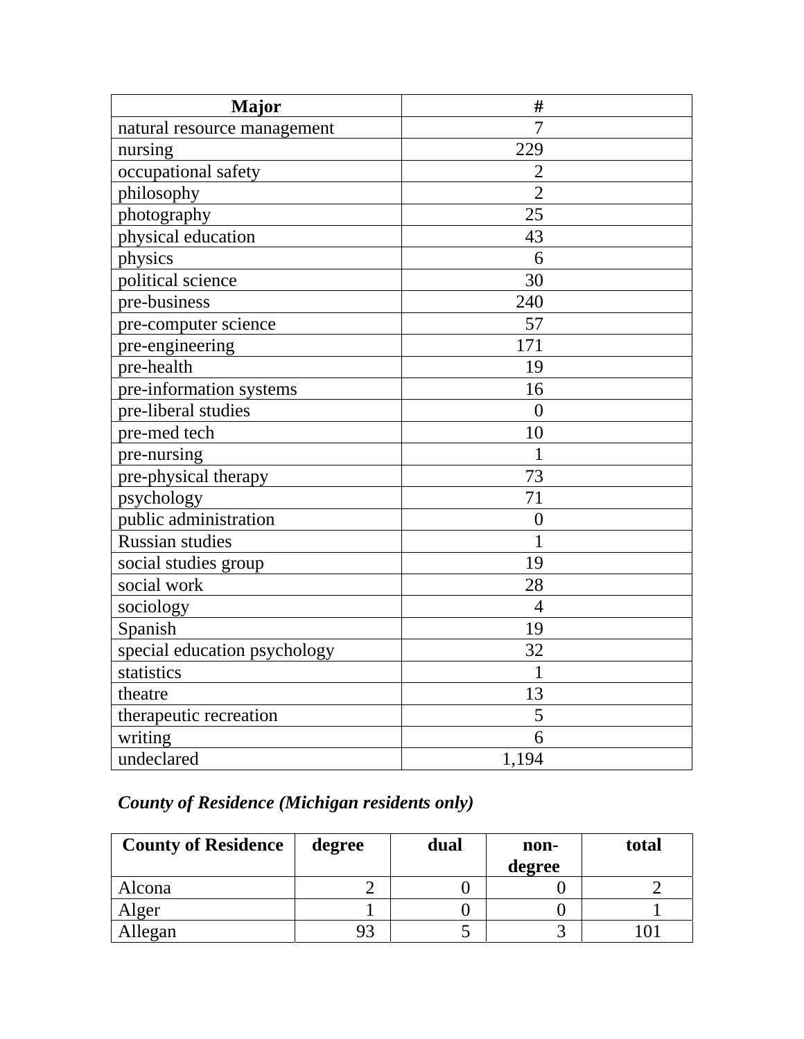| Major | # |
|---|---|
| natural resource management | 7 |
| nursing | 229 |
| occupational safety | 2 |
| philosophy | 2 |
| photography | 25 |
| physical education | 43 |
| physics | 6 |
| political science | 30 |
| pre-business | 240 |
| pre-computer science | 57 |
| pre-engineering | 171 |
| pre-health | 19 |
| pre-information systems | 16 |
| pre-liberal studies | 0 |
| pre-med tech | 10 |
| pre-nursing | 1 |
| pre-physical therapy | 73 |
| psychology | 71 |
| public administration | 0 |
| Russian studies | 1 |
| social studies group | 19 |
| social work | 28 |
| sociology | 4 |
| Spanish | 19 |
| special education psychology | 32 |
| statistics | 1 |
| theatre | 13 |
| therapeutic recreation | 5 |
| writing | 6 |
| undeclared | 1,194 |

***County of Residence (Michigan residents only)***

| County of Residence | degree | dual | non-degree | total |
|---|---|---|---|---|
| Alcona | 2 | 0 | 0 | 2 |
| Alger | 1 | 0 | 0 | 1 |
| Allegan | 93 | 5 | 3 | 101 |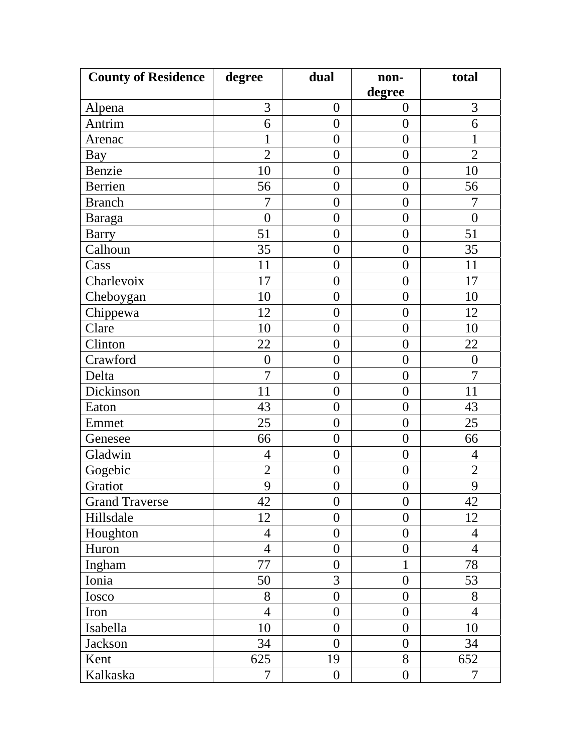| County of Residence | degree | dual | non-degree | total |
|---|---|---|---|---|
| Alpena | 3 | 0 | 0 | 3 |
| Antrim | 6 | 0 | 0 | 6 |
| Arenac | 1 | 0 | 0 | 1 |
| Bay | 2 | 0 | 0 | 2 |
| Benzie | 10 | 0 | 0 | 10 |
| Berrien | 56 | 0 | 0 | 56 |
| Branch | 7 | 0 | 0 | 7 |
| Baraga | 0 | 0 | 0 | 0 |
| Barry | 51 | 0 | 0 | 51 |
| Calhoun | 35 | 0 | 0 | 35 |
| Cass | 11 | 0 | 0 | 11 |
| Charlevoix | 17 | 0 | 0 | 17 |
| Cheboygan | 10 | 0 | 0 | 10 |
| Chippewa | 12 | 0 | 0 | 12 |
| Clare | 10 | 0 | 0 | 10 |
| Clinton | 22 | 0 | 0 | 22 |
| Crawford | 0 | 0 | 0 | 0 |
| Delta | 7 | 0 | 0 | 7 |
| Dickinson | 11 | 0 | 0 | 11 |
| Eaton | 43 | 0 | 0 | 43 |
| Emmet | 25 | 0 | 0 | 25 |
| Genesee | 66 | 0 | 0 | 66 |
| Gladwin | 4 | 0 | 0 | 4 |
| Gogebic | 2 | 0 | 0 | 2 |
| Gratiot | 9 | 0 | 0 | 9 |
| Grand Traverse | 42 | 0 | 0 | 42 |
| Hillsdale | 12 | 0 | 0 | 12 |
| Houghton | 4 | 0 | 0 | 4 |
| Huron | 4 | 0 | 0 | 4 |
| Ingham | 77 | 0 | 1 | 78 |
| Ionia | 50 | 3 | 0 | 53 |
| Iosco | 8 | 0 | 0 | 8 |
| Iron | 4 | 0 | 0 | 4 |
| Isabella | 10 | 0 | 0 | 10 |
| Jackson | 34 | 0 | 0 | 34 |
| Kent | 625 | 19 | 8 | 652 |
| Kalkaska | 7 | 0 | 0 | 7 |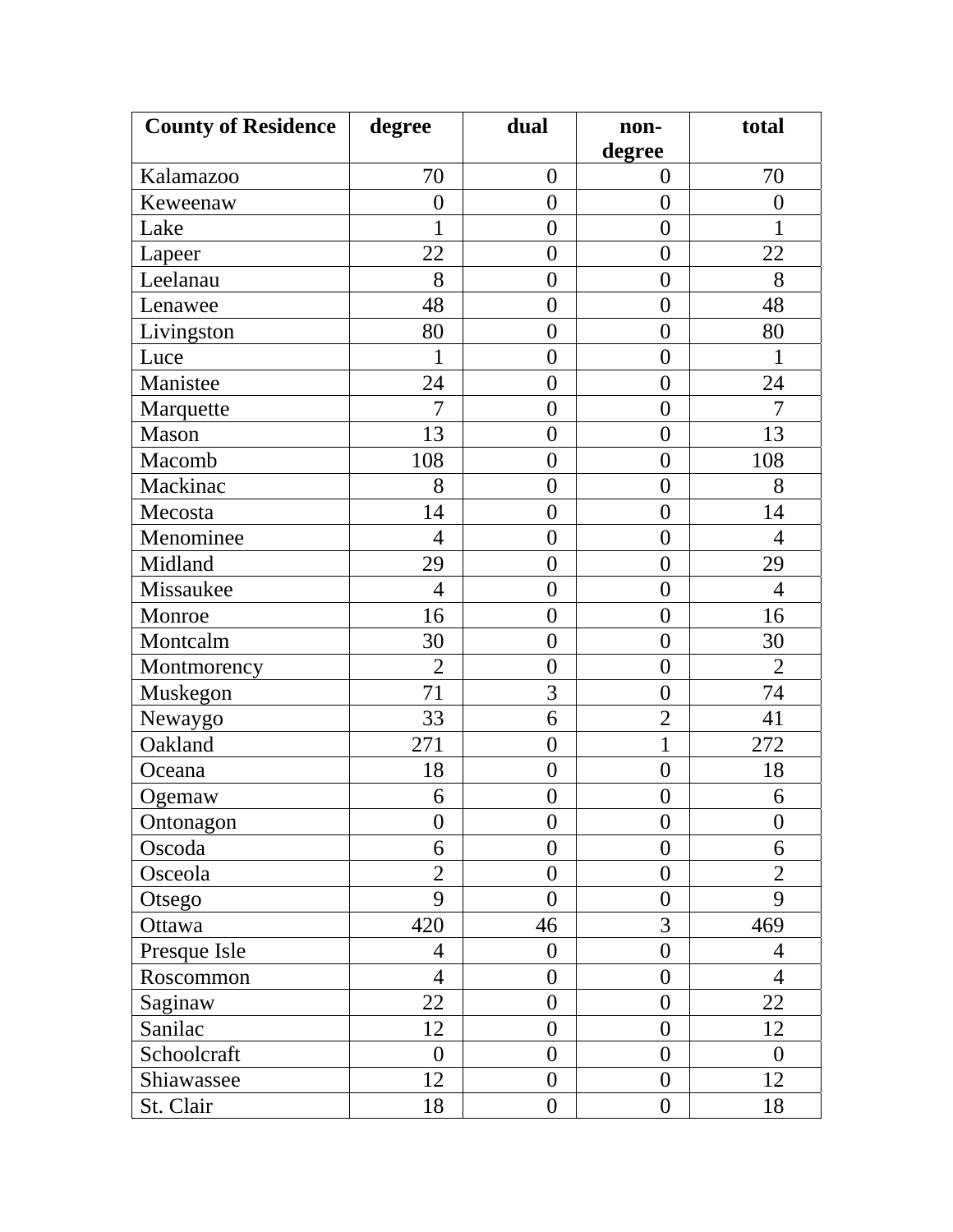| County of Residence | degree | dual | non-degree | total |
|---|---|---|---|---|
| Kalamazoo | 70 | 0 | 0 | 70 |
| Keweenaw | 0 | 0 | 0 | 0 |
| Lake | 1 | 0 | 0 | 1 |
| Lapeer | 22 | 0 | 0 | 22 |
| Leelanau | 8 | 0 | 0 | 8 |
| Lenawee | 48 | 0 | 0 | 48 |
| Livingston | 80 | 0 | 0 | 80 |
| Luce | 1 | 0 | 0 | 1 |
| Manistee | 24 | 0 | 0 | 24 |
| Marquette | 7 | 0 | 0 | 7 |
| Mason | 13 | 0 | 0 | 13 |
| Macomb | 108 | 0 | 0 | 108 |
| Mackinac | 8 | 0 | 0 | 8 |
| Mecosta | 14 | 0 | 0 | 14 |
| Menominee | 4 | 0 | 0 | 4 |
| Midland | 29 | 0 | 0 | 29 |
| Missaukee | 4 | 0 | 0 | 4 |
| Monroe | 16 | 0 | 0 | 16 |
| Montcalm | 30 | 0 | 0 | 30 |
| Montmorency | 2 | 0 | 0 | 2 |
| Muskegon | 71 | 3 | 0 | 74 |
| Newaygo | 33 | 6 | 2 | 41 |
| Oakland | 271 | 0 | 1 | 272 |
| Oceana | 18 | 0 | 0 | 18 |
| Ogemaw | 6 | 0 | 0 | 6 |
| Ontonagon | 0 | 0 | 0 | 0 |
| Oscoda | 6 | 0 | 0 | 6 |
| Osceola | 2 | 0 | 0 | 2 |
| Otsego | 9 | 0 | 0 | 9 |
| Ottawa | 420 | 46 | 3 | 469 |
| Presque Isle | 4 | 0 | 0 | 4 |
| Roscommon | 4 | 0 | 0 | 4 |
| Saginaw | 22 | 0 | 0 | 22 |
| Sanilac | 12 | 0 | 0 | 12 |
| Schoolcraft | 0 | 0 | 0 | 0 |
| Shiawassee | 12 | 0 | 0 | 12 |
| St. Clair | 18 | 0 | 0 | 18 |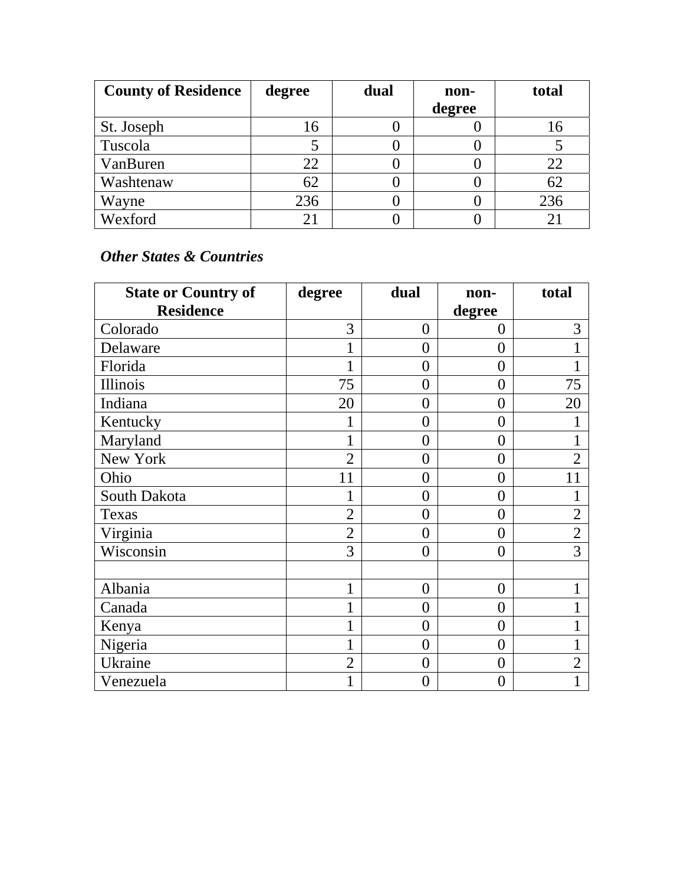| County of Residence | degree | dual | non-degree | total |
|---|---|---|---|---|
| St. Joseph | 16 | 0 | 0 | 16 |
| Tuscola | 5 | 0 | 0 | 5 |
| VanBuren | 22 | 0 | 0 | 22 |
| Washtenaw | 62 | 0 | 0 | 62 |
| Wayne | 236 | 0 | 0 | 236 |
| Wexford | 21 | 0 | 0 | 21 |

***Other States & Countries***

| State or Country of Residence | degree | dual | non-degree | total |
|---|---|---|---|---|
| Colorado | 3 | 0 | 0 | 3 |
| Delaware | 1 | 0 | 0 | 1 |
| Florida | 1 | 0 | 0 | 1 |
| Illinois | 75 | 0 | 0 | 75 |
| Indiana | 20 | 0 | 0 | 20 |
| Kentucky | 1 | 0 | 0 | 1 |
| Maryland | 1 | 0 | 0 | 1 |
| New York | 2 | 0 | 0 | 2 |
| Ohio | 11 | 0 | 0 | 11 |
| South Dakota | 1 | 0 | 0 | 1 |
| Texas | 2 | 0 | 0 | 2 |
| Virginia | 2 | 0 | 0 | 2 |
| Wisconsin | 3 | 0 | 0 | 3 |
| | | | | |
| Albania | 1 | 0 | 0 | 1 |
| Canada | 1 | 0 | 0 | 1 |
| Kenya | 1 | 0 | 0 | 1 |
| Nigeria | 1 | 0 | 0 | 1 |
| Ukraine | 2 | 0 | 0 | 2 |
| Venezuela | 1 | 0 | 0 | 1 |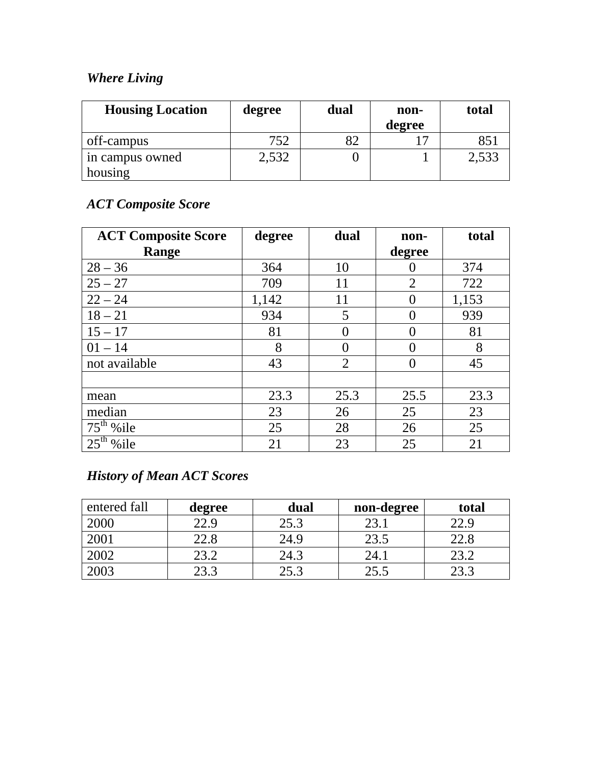### *Where Living*

| Housing Location | degree | dual | non-degree | total |
|---|---|---|---|---|
| off-campus | 752 | 82 | 17 | 851 |
| in campus owned housing | 2,532 | 0 | 1 | 2,533 |

### *ACT Composite Score*

| ACT Composite Score Range | degree | dual | non-degree | total |
|---|---|---|---|---|
| 28 – 36 | 364 | 10 | 0 | 374 |
| 25 – 27 | 709 | 11 | 2 | 722 |
| 22 – 24 | 1,142 | 11 | 0 | 1,153 |
| 18 – 21 | 934 | 5 | 0 | 939 |
| 15 – 17 | 81 | 0 | 0 | 81 |
| 01 – 14 | 8 | 0 | 0 | 8 |
| not available | 43 | 2 | 0 | 45 |
| | | | | |
| mean | 23.3 | 25.3 | 25.5 | 23.3 |
| median | 23 | 26 | 25 | 23 |
| 75th %ile | 25 | 28 | 26 | 25 |
| 25th %ile | 21 | 23 | 25 | 21 |

### *History of Mean ACT Scores*

| entered fall | degree | dual | non-degree | total |
|---|---|---|---|---|
| 2000 | 22.9 | 25.3 | 23.1 | 22.9 |
| 2001 | 22.8 | 24.9 | 23.5 | 22.8 |
| 2002 | 23.2 | 24.3 | 24.1 | 23.2 |
| 2003 | 23.3 | 25.3 | 25.5 | 23.3 |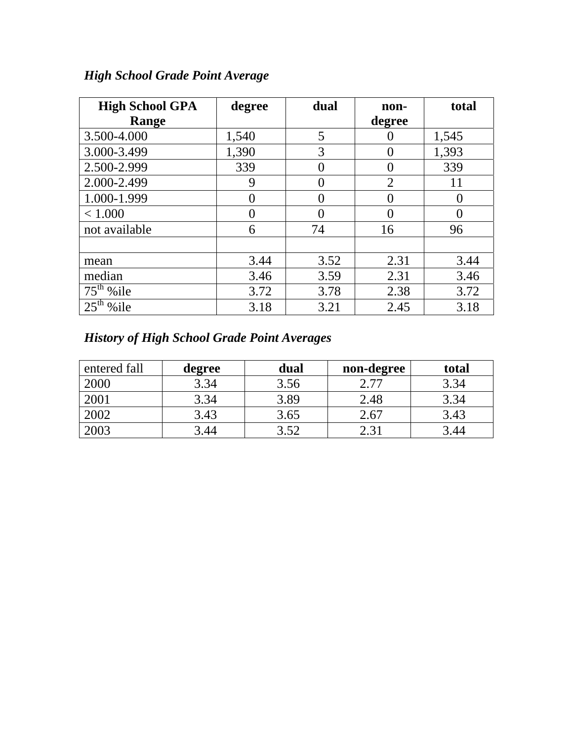***High School Grade Point Average***

| High School GPA Range | degree | dual | non-degree | total |
|---|---|---|---|---|
| 3.500-4.000 | 1,540 | 5 | 0 | 1,545 |
| 3.000-3.499 | 1,390 | 3 | 0 | 1,393 |
| 2.500-2.999 | 339 | 0 | 0 | 339 |
| 2.000-2.499 | 9 | 0 | 2 | 11 |
| 1.000-1.999 | 0 | 0 | 0 | 0 |
| < 1.000 | 0 | 0 | 0 | 0 |
| not available | 6 | 74 | 16 | 96 |
| | | | | |
| mean | 3.44 | 3.52 | 2.31 | 3.44 |
| median | 3.46 | 3.59 | 2.31 | 3.46 |
| 75th %ile | 3.72 | 3.78 | 2.38 | 3.72 |
| 25th %ile | 3.18 | 3.21 | 2.45 | 3.18 |

***History of High School Grade Point Averages***

| entered fall | degree | dual | non-degree | total |
|---|---|---|---|---|
| 2000 | 3.34 | 3.56 | 2.77 | 3.34 |
| 2001 | 3.34 | 3.89 | 2.48 | 3.34 |
| 2002 | 3.43 | 3.65 | 2.67 | 3.43 |
| 2003 | 3.44 | 3.52 | 2.31 | 3.44 |